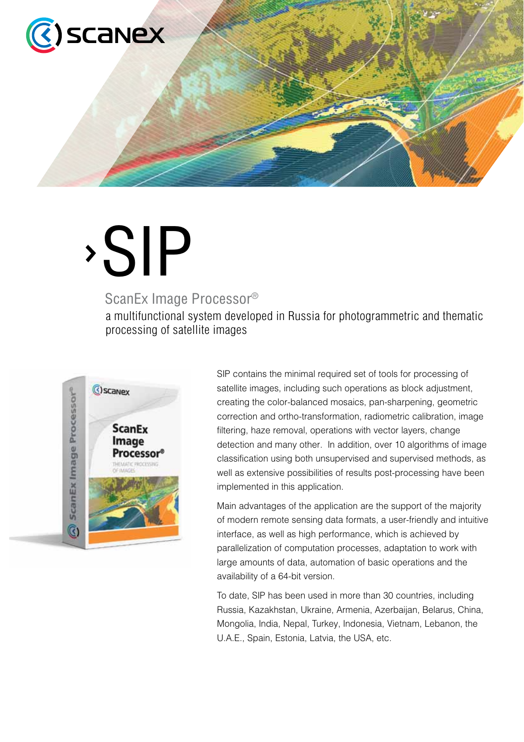# SIP

## ScanEx Image Processor®

a multifunctional system developed in Russia for photogrammetric and thematic processing of satellite images

SIP contains the minimal required set of tools for processing of satellite images, including such operations as block adjustment, creating the color-balanced mosaics, pan-sharpening, geometric correction and ortho-transformation, radiometric calibration, image filtering, haze removal, operations with vector layers, change detection and many other. In addition, over 10 algorithms of image classification using both unsupervised and supervised methods, as well as extensive possibilities of results post-processing have been implemented in this application.

Main advantages of the application are the support of the majority of modern remote sensing data formats, a user-friendly and intuitive interface, as well as high performance, which is achieved by parallelization of computation processes, adaptation to work with large amounts of data, automation of basic operations and the availability of a 64-bit version.

To date, SIP has been used in more than 30 countries, including Russia, Kazakhstan, Ukraine, Armenia, Azerbaijan, Belarus, China, Mongolia, India, Nepal, Turkey, Indonesia, Vietnam, Lebanon, the U.A.E., Spain, Estonia, Latvia, the USA, etc.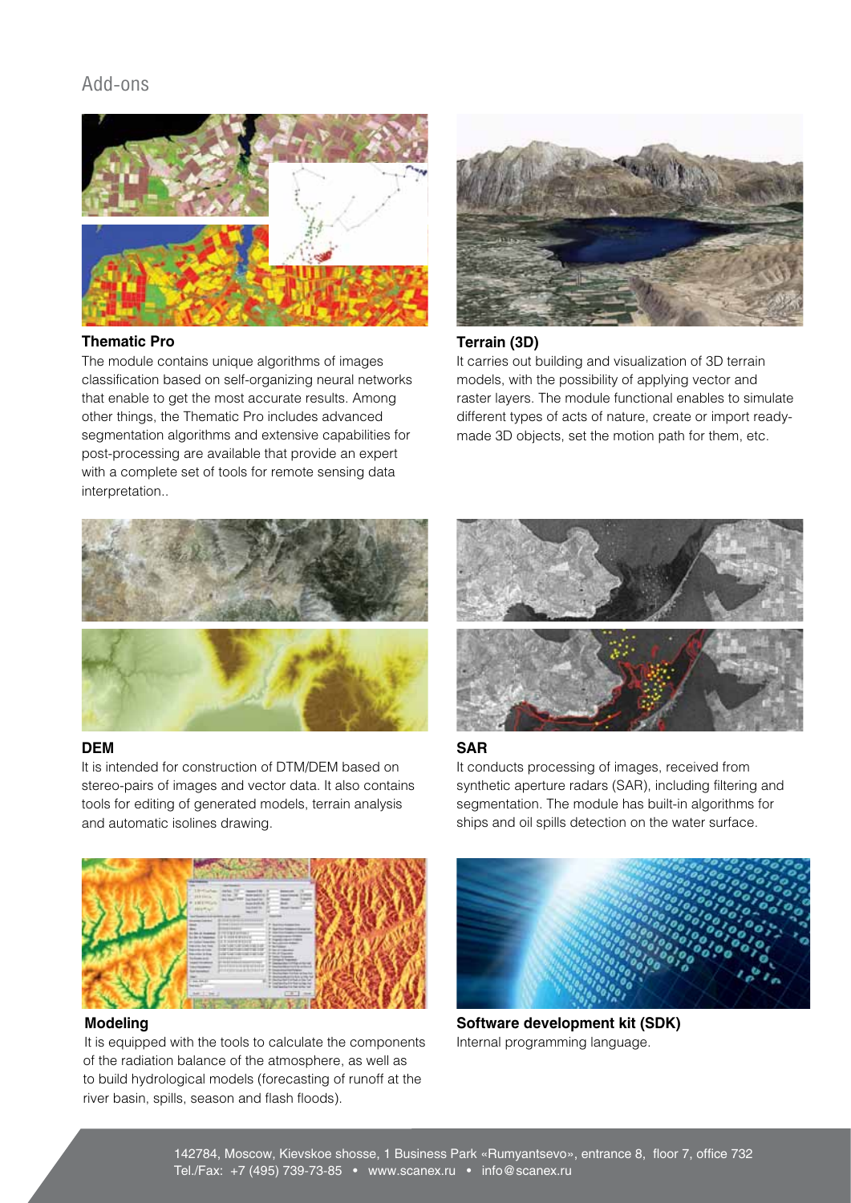# Add-ons

### Thematic Pro

The module contains unique algorithms of images classification based on self-organizing neural networks that enable to get the most accurate results. Among other things, the Thematic Pro includes advanced segmentation algorithms and extensive capabilities for post-processing are available that provide an expert with a complete set of tools for remote sensing data interpretation..

### Terrain (3D)

It carries out building and visualization of 3D terrain models, with the possibility of applying vector and raster layers. The module functional enables to simulate different types of acts of nature, create or import ready-made 3D objects, set the motion path for them, etc.

### DEM

It is intended for construction of DTM/DEM based on stereo-pairs of images and vector data. It also contains tools for editing of generated models, terrain analysis and automatic isolines drawing.

### SAR

It conducts processing of images, received from synthetic aperture radars (SAR), including filtering and segmentation. The module has built-in algorithms for ships and oil spills detection on the water surface.

### Modeling

It is equipped with the tools to calculate the components of the radiation balance of the atmosphere, as well as to build hydrological models (forecasting of runoff at the river basin, spills, season and flash floods).

### Software development kit (SDK)

Internal programming language.

142784, Moscow, Kievskoe shosse, 1 Business Park «Rumyantsevo», entrance 8, floor 7, office 732
Tel./Fax: +7 (495) 739-73-85 • www.scanex.ru • info@scanex.ru